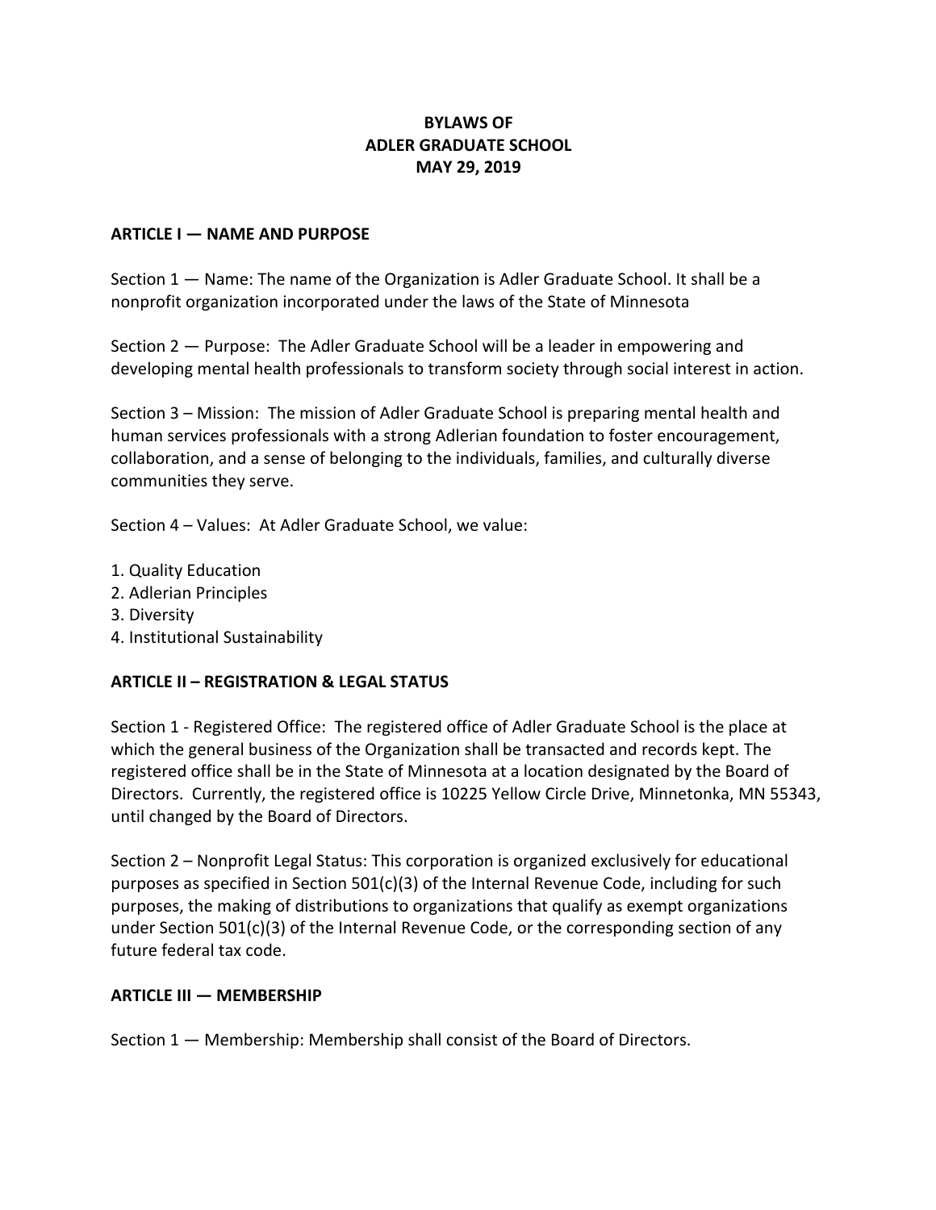# BYLAWS OF ADLER GRADUATE SCHOOL MAY 29, 2019

## ARTICLE I — NAME AND PURPOSE

Section 1 — Name: The name of the Organization is Adler Graduate School. It shall be a nonprofit organization incorporated under the laws of the State of Minnesota

Section 2 — Purpose: The Adler Graduate School will be a leader in empowering and developing mental health professionals to transform society through social interest in action.

Section 3 – Mission: The mission of Adler Graduate School is preparing mental health and human services professionals with a strong Adlerian foundation to foster encouragement, collaboration, and a sense of belonging to the individuals, families, and culturally diverse communities they serve.

Section 4 – Values: At Adler Graduate School, we value:

1. Quality Education
2. Adlerian Principles
3. Diversity
4. Institutional Sustainability

## ARTICLE II – REGISTRATION & LEGAL STATUS

Section 1 - Registered Office: The registered office of Adler Graduate School is the place at which the general business of the Organization shall be transacted and records kept. The registered office shall be in the State of Minnesota at a location designated by the Board of Directors. Currently, the registered office is 10225 Yellow Circle Drive, Minnetonka, MN 55343, until changed by the Board of Directors.

Section 2 – Nonprofit Legal Status: This corporation is organized exclusively for educational purposes as specified in Section 501(c)(3) of the Internal Revenue Code, including for such purposes, the making of distributions to organizations that qualify as exempt organizations under Section 501(c)(3) of the Internal Revenue Code, or the corresponding section of any future federal tax code.

## ARTICLE III — MEMBERSHIP

Section 1 — Membership: Membership shall consist of the Board of Directors.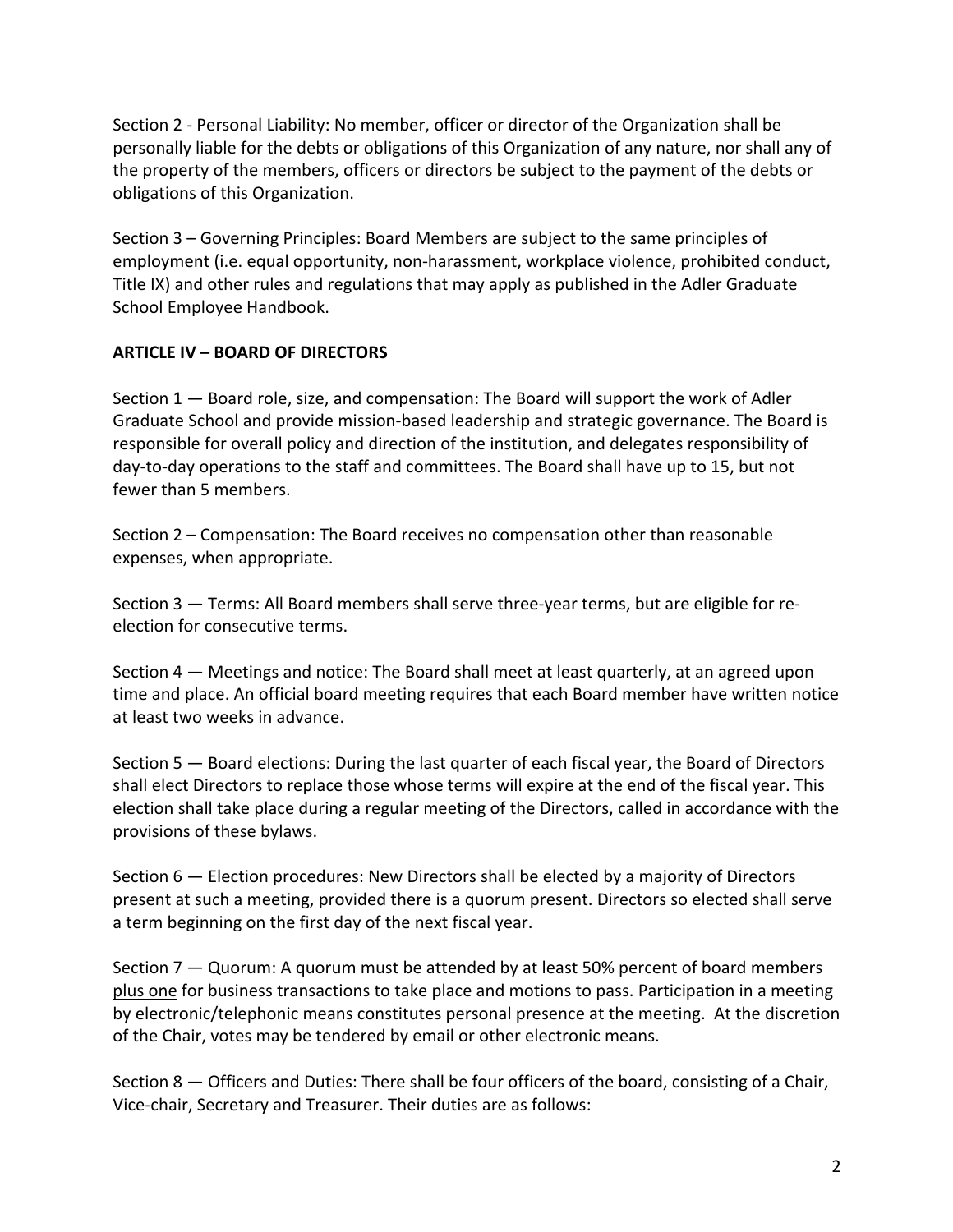Section 2 - Personal Liability: No member, officer or director of the Organization shall be personally liable for the debts or obligations of this Organization of any nature, nor shall any of the property of the members, officers or directors be subject to the payment of the debts or obligations of this Organization.

Section 3 – Governing Principles: Board Members are subject to the same principles of employment (i.e. equal opportunity, non-harassment, workplace violence, prohibited conduct, Title IX) and other rules and regulations that may apply as published in the Adler Graduate School Employee Handbook.

**ARTICLE IV – BOARD OF DIRECTORS**

Section 1 — Board role, size, and compensation: The Board will support the work of Adler Graduate School and provide mission-based leadership and strategic governance. The Board is responsible for overall policy and direction of the institution, and delegates responsibility of day-to-day operations to the staff and committees. The Board shall have up to 15, but not fewer than 5 members.

Section 2 – Compensation: The Board receives no compensation other than reasonable expenses, when appropriate.

Section 3 — Terms: All Board members shall serve three-year terms, but are eligible for re-election for consecutive terms.

Section 4 — Meetings and notice: The Board shall meet at least quarterly, at an agreed upon time and place. An official board meeting requires that each Board member have written notice at least two weeks in advance.

Section 5 — Board elections: During the last quarter of each fiscal year, the Board of Directors shall elect Directors to replace those whose terms will expire at the end of the fiscal year. This election shall take place during a regular meeting of the Directors, called in accordance with the provisions of these bylaws.

Section 6 — Election procedures: New Directors shall be elected by a majority of Directors present at such a meeting, provided there is a quorum present. Directors so elected shall serve a term beginning on the first day of the next fiscal year.

Section 7 — Quorum: A quorum must be attended by at least 50% percent of board members plus one for business transactions to take place and motions to pass. Participation in a meeting by electronic/telephonic means constitutes personal presence at the meeting. At the discretion of the Chair, votes may be tendered by email or other electronic means.

Section 8 — Officers and Duties: There shall be four officers of the board, consisting of a Chair, Vice-chair, Secretary and Treasurer. Their duties are as follows: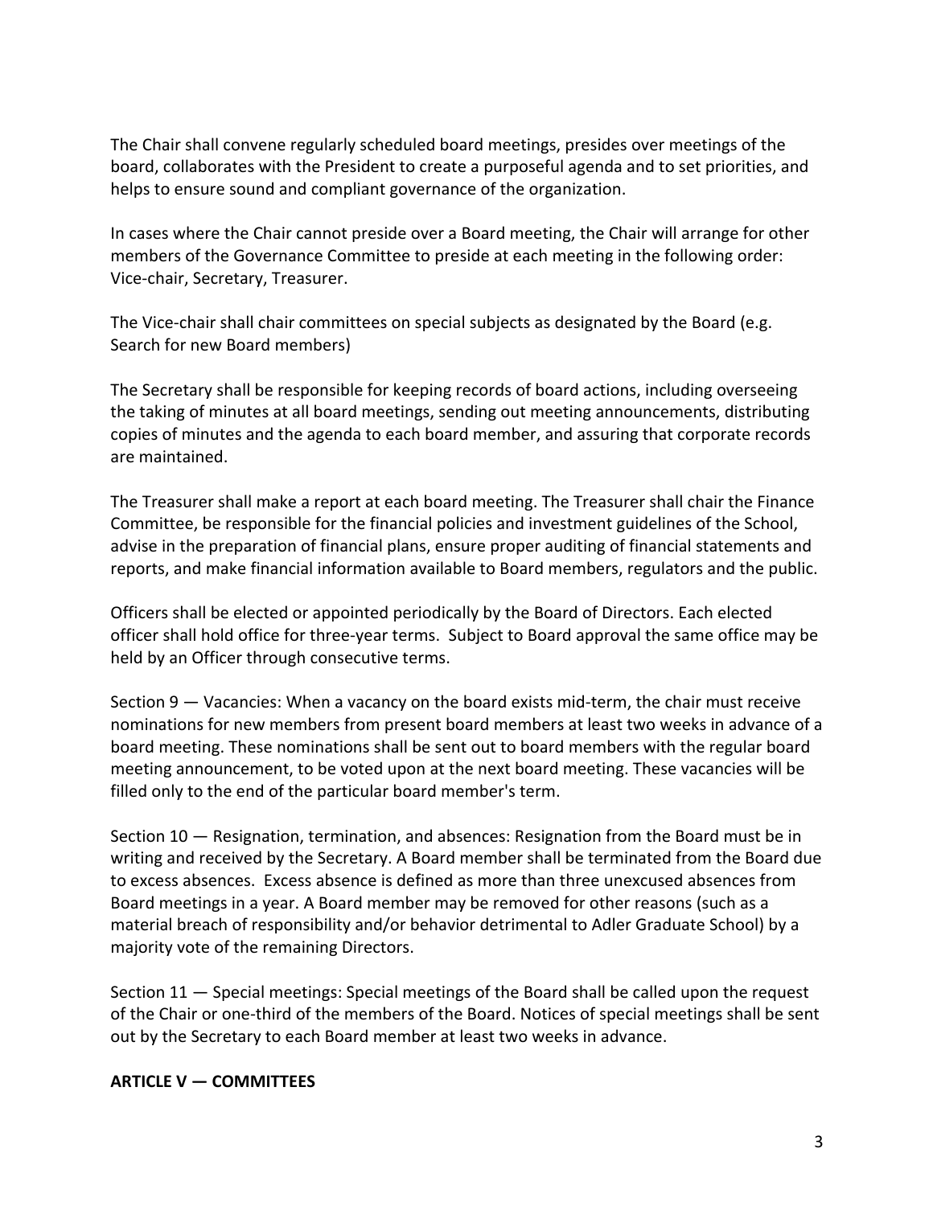The Chair shall convene regularly scheduled board meetings, presides over meetings of the board, collaborates with the President to create a purposeful agenda and to set priorities, and helps to ensure sound and compliant governance of the organization.

In cases where the Chair cannot preside over a Board meeting, the Chair will arrange for other members of the Governance Committee to preside at each meeting in the following order: Vice-chair, Secretary, Treasurer.

The Vice-chair shall chair committees on special subjects as designated by the Board (e.g. Search for new Board members)

The Secretary shall be responsible for keeping records of board actions, including overseeing the taking of minutes at all board meetings, sending out meeting announcements, distributing copies of minutes and the agenda to each board member, and assuring that corporate records are maintained.

The Treasurer shall make a report at each board meeting. The Treasurer shall chair the Finance Committee, be responsible for the financial policies and investment guidelines of the School, advise in the preparation of financial plans, ensure proper auditing of financial statements and reports, and make financial information available to Board members, regulators and the public.

Officers shall be elected or appointed periodically by the Board of Directors. Each elected officer shall hold office for three-year terms. Subject to Board approval the same office may be held by an Officer through consecutive terms.

Section 9 — Vacancies: When a vacancy on the board exists mid-term, the chair must receive nominations for new members from present board members at least two weeks in advance of a board meeting. These nominations shall be sent out to board members with the regular board meeting announcement, to be voted upon at the next board meeting. These vacancies will be filled only to the end of the particular board member's term.

Section 10 — Resignation, termination, and absences: Resignation from the Board must be in writing and received by the Secretary. A Board member shall be terminated from the Board due to excess absences. Excess absence is defined as more than three unexcused absences from Board meetings in a year. A Board member may be removed for other reasons (such as a material breach of responsibility and/or behavior detrimental to Adler Graduate School) by a majority vote of the remaining Directors.

Section 11 — Special meetings: Special meetings of the Board shall be called upon the request of the Chair or one-third of the members of the Board. Notices of special meetings shall be sent out by the Secretary to each Board member at least two weeks in advance.

## ARTICLE V — COMMITTEES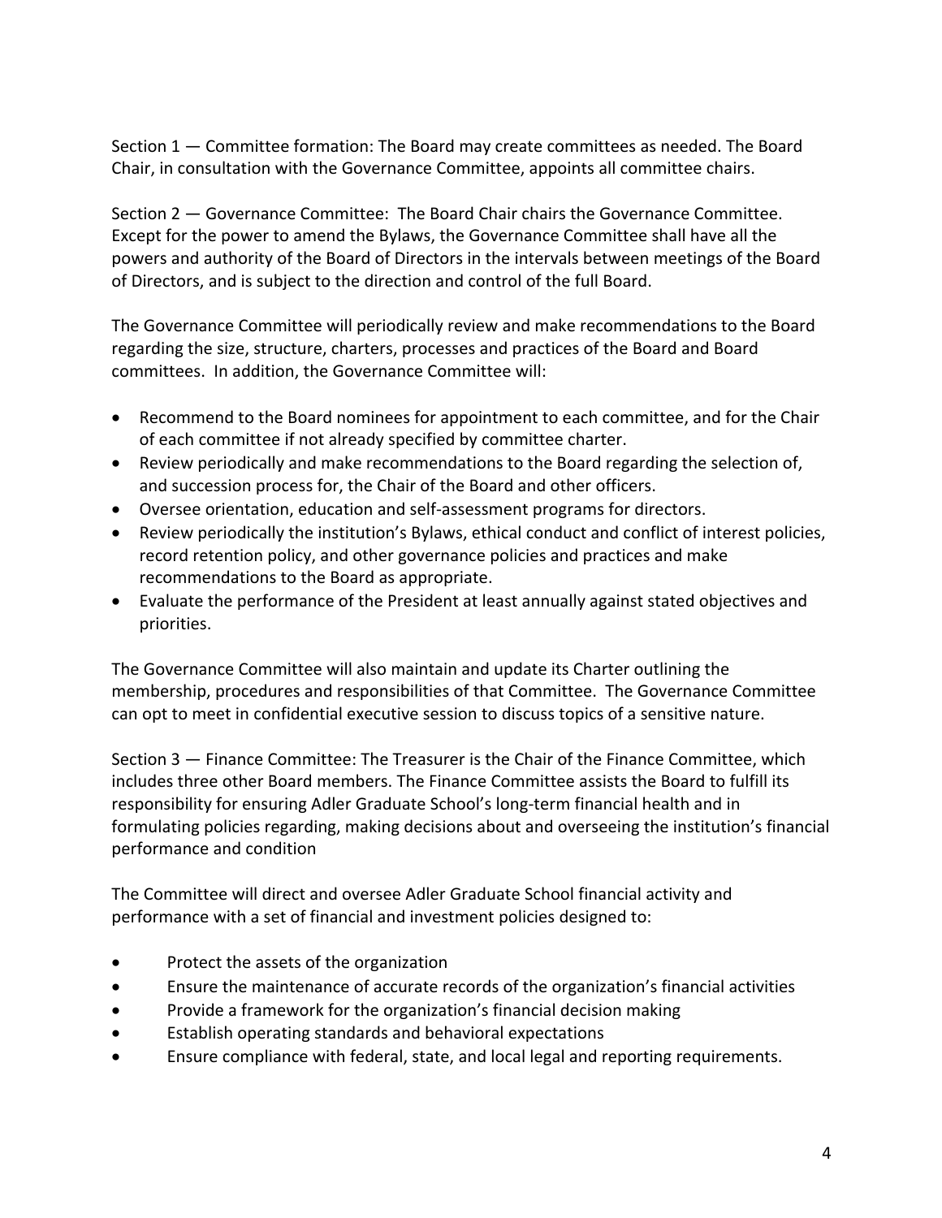Section 1 — Committee formation: The Board may create committees as needed. The Board Chair, in consultation with the Governance Committee, appoints all committee chairs.

Section 2 — Governance Committee: The Board Chair chairs the Governance Committee. Except for the power to amend the Bylaws, the Governance Committee shall have all the powers and authority of the Board of Directors in the intervals between meetings of the Board of Directors, and is subject to the direction and control of the full Board.

The Governance Committee will periodically review and make recommendations to the Board regarding the size, structure, charters, processes and practices of the Board and Board committees. In addition, the Governance Committee will:

- Recommend to the Board nominees for appointment to each committee, and for the Chair of each committee if not already specified by committee charter.
- Review periodically and make recommendations to the Board regarding the selection of, and succession process for, the Chair of the Board and other officers.
- Oversee orientation, education and self-assessment programs for directors.
- Review periodically the institution's Bylaws, ethical conduct and conflict of interest policies, record retention policy, and other governance policies and practices and make recommendations to the Board as appropriate.
- Evaluate the performance of the President at least annually against stated objectives and priorities.

The Governance Committee will also maintain and update its Charter outlining the membership, procedures and responsibilities of that Committee. The Governance Committee can opt to meet in confidential executive session to discuss topics of a sensitive nature.

Section 3 — Finance Committee: The Treasurer is the Chair of the Finance Committee, which includes three other Board members. The Finance Committee assists the Board to fulfill its responsibility for ensuring Adler Graduate School's long-term financial health and in formulating policies regarding, making decisions about and overseeing the institution's financial performance and condition

The Committee will direct and oversee Adler Graduate School financial activity and performance with a set of financial and investment policies designed to:

- Protect the assets of the organization
- Ensure the maintenance of accurate records of the organization's financial activities
- Provide a framework for the organization's financial decision making
- Establish operating standards and behavioral expectations
- Ensure compliance with federal, state, and local legal and reporting requirements.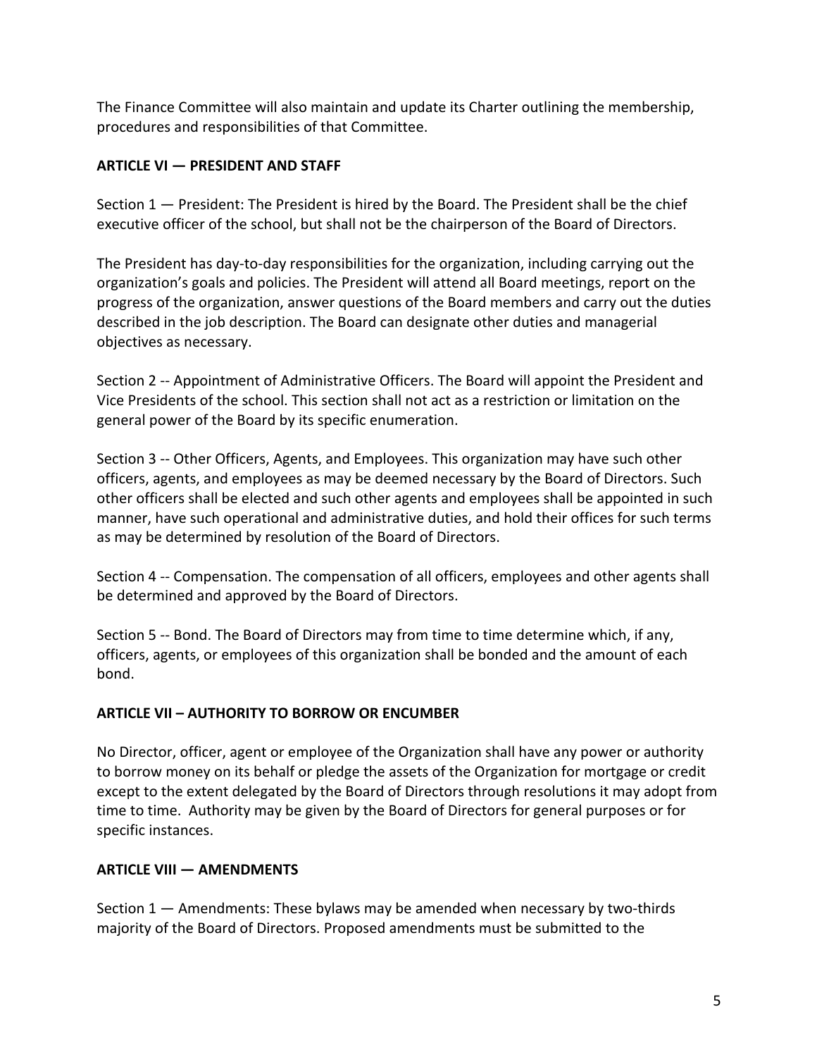The Finance Committee will also maintain and update its Charter outlining the membership, procedures and responsibilities of that Committee.

## ARTICLE VI — PRESIDENT AND STAFF

Section 1 — President: The President is hired by the Board. The President shall be the chief executive officer of the school, but shall not be the chairperson of the Board of Directors.

The President has day-to-day responsibilities for the organization, including carrying out the organization's goals and policies. The President will attend all Board meetings, report on the progress of the organization, answer questions of the Board members and carry out the duties described in the job description. The Board can designate other duties and managerial objectives as necessary.

Section 2 -- Appointment of Administrative Officers. The Board will appoint the President and Vice Presidents of the school. This section shall not act as a restriction or limitation on the general power of the Board by its specific enumeration.

Section 3 -- Other Officers, Agents, and Employees. This organization may have such other officers, agents, and employees as may be deemed necessary by the Board of Directors. Such other officers shall be elected and such other agents and employees shall be appointed in such manner, have such operational and administrative duties, and hold their offices for such terms as may be determined by resolution of the Board of Directors.

Section 4 -- Compensation. The compensation of all officers, employees and other agents shall be determined and approved by the Board of Directors.

Section 5 -- Bond. The Board of Directors may from time to time determine which, if any, officers, agents, or employees of this organization shall be bonded and the amount of each bond.

## ARTICLE VII – AUTHORITY TO BORROW OR ENCUMBER

No Director, officer, agent or employee of the Organization shall have any power or authority to borrow money on its behalf or pledge the assets of the Organization for mortgage or credit except to the extent delegated by the Board of Directors through resolutions it may adopt from time to time. Authority may be given by the Board of Directors for general purposes or for specific instances.

## ARTICLE VIII — AMENDMENTS

Section 1 — Amendments: These bylaws may be amended when necessary by two-thirds majority of the Board of Directors. Proposed amendments must be submitted to the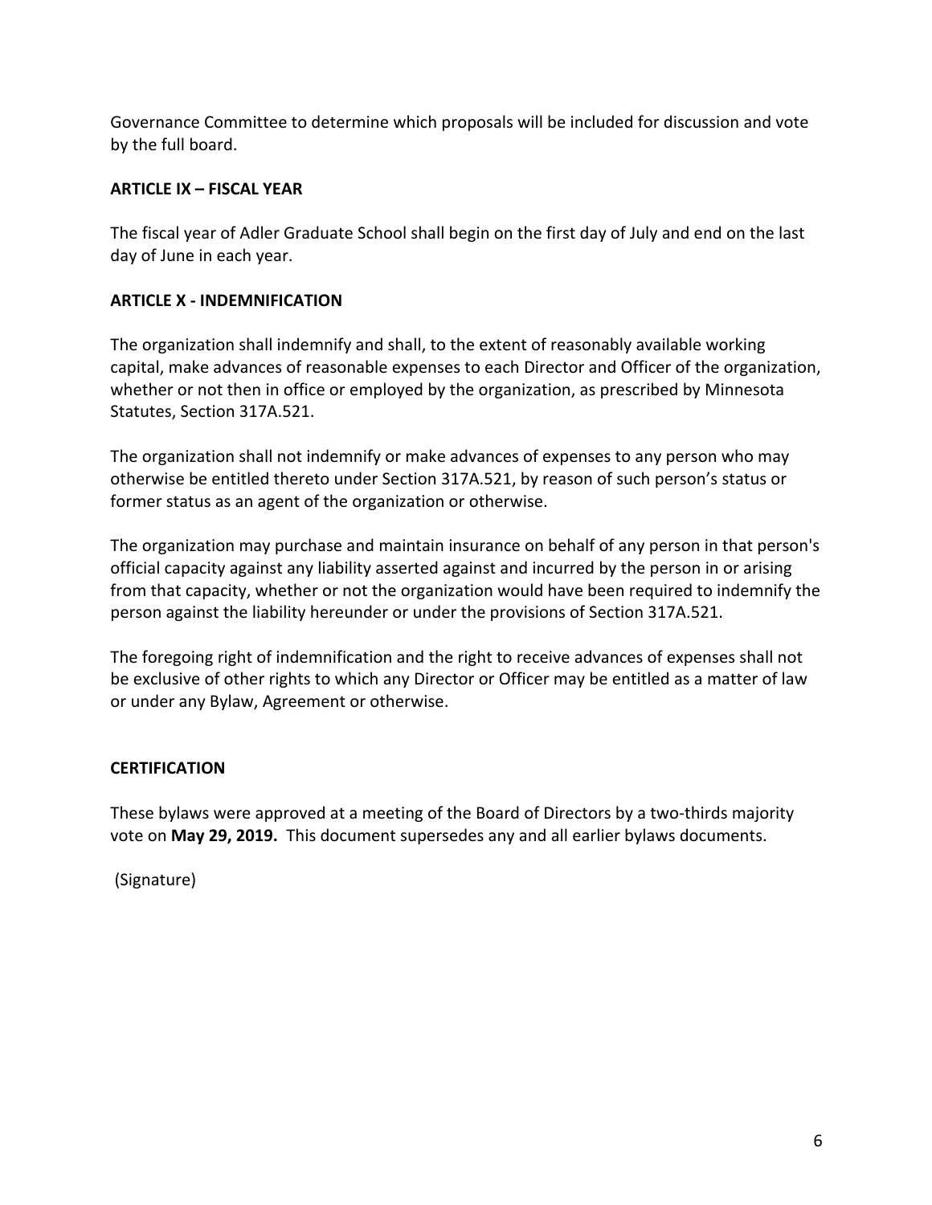Governance Committee to determine which proposals will be included for discussion and vote by the full board.

**ARTICLE IX – FISCAL YEAR**

The fiscal year of Adler Graduate School shall begin on the first day of July and end on the last day of June in each year.

**ARTICLE X - INDEMNIFICATION**

The organization shall indemnify and shall, to the extent of reasonably available working capital, make advances of reasonable expenses to each Director and Officer of the organization, whether or not then in office or employed by the organization, as prescribed by Minnesota Statutes, Section 317A.521.

The organization shall not indemnify or make advances of expenses to any person who may otherwise be entitled thereto under Section 317A.521, by reason of such person's status or former status as an agent of the organization or otherwise.

The organization may purchase and maintain insurance on behalf of any person in that person's official capacity against any liability asserted against and incurred by the person in or arising from that capacity, whether or not the organization would have been required to indemnify the person against the liability hereunder or under the provisions of Section 317A.521.

The foregoing right of indemnification and the right to receive advances of expenses shall not be exclusive of other rights to which any Director or Officer may be entitled as a matter of law or under any Bylaw, Agreement or otherwise.

**CERTIFICATION**

These bylaws were approved at a meeting of the Board of Directors by a two-thirds majority vote on **May 29, 2019.** This document supersedes any and all earlier bylaws documents.

(Signature)